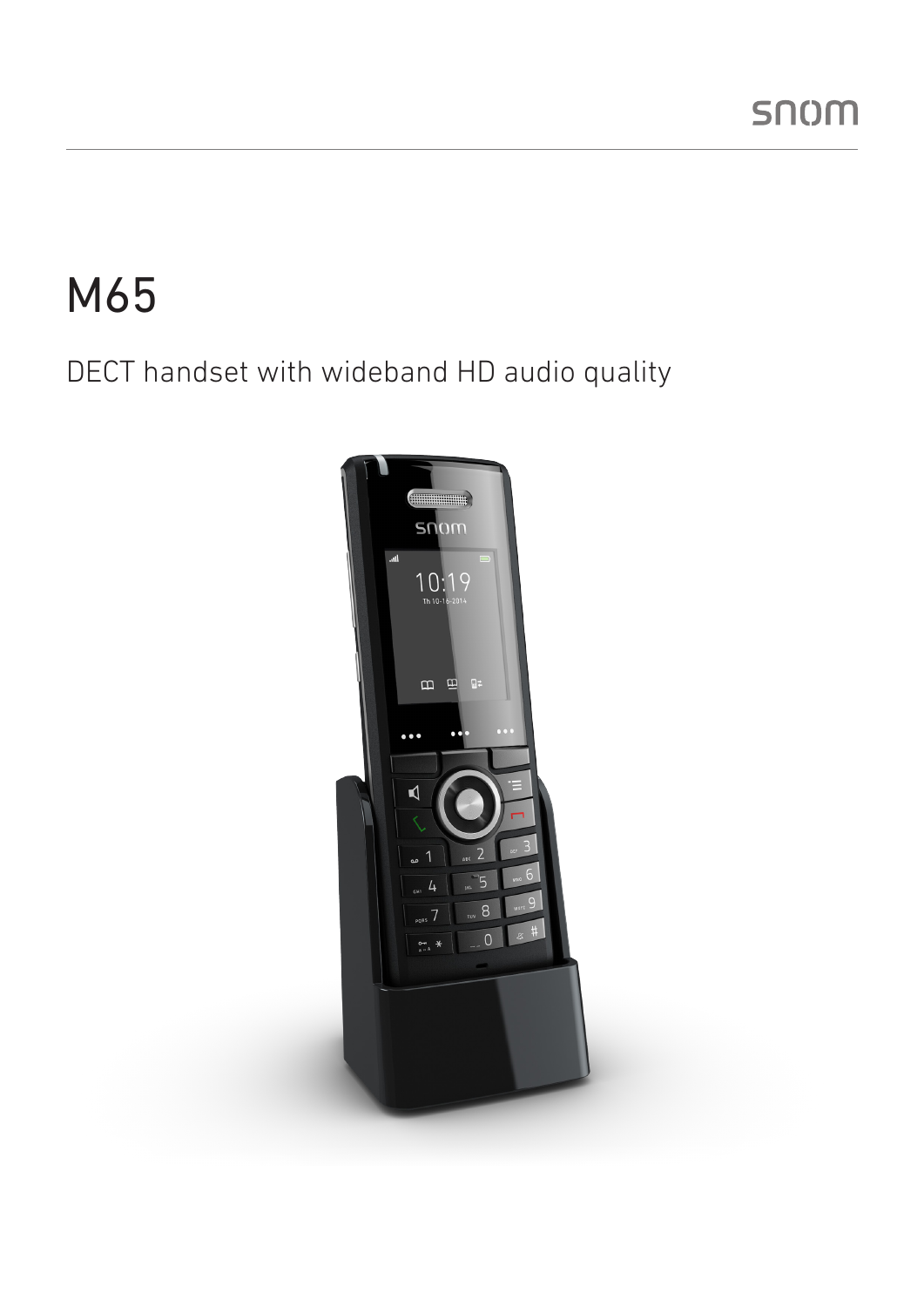snom

# M65

DECT handset with wideband HD audio quality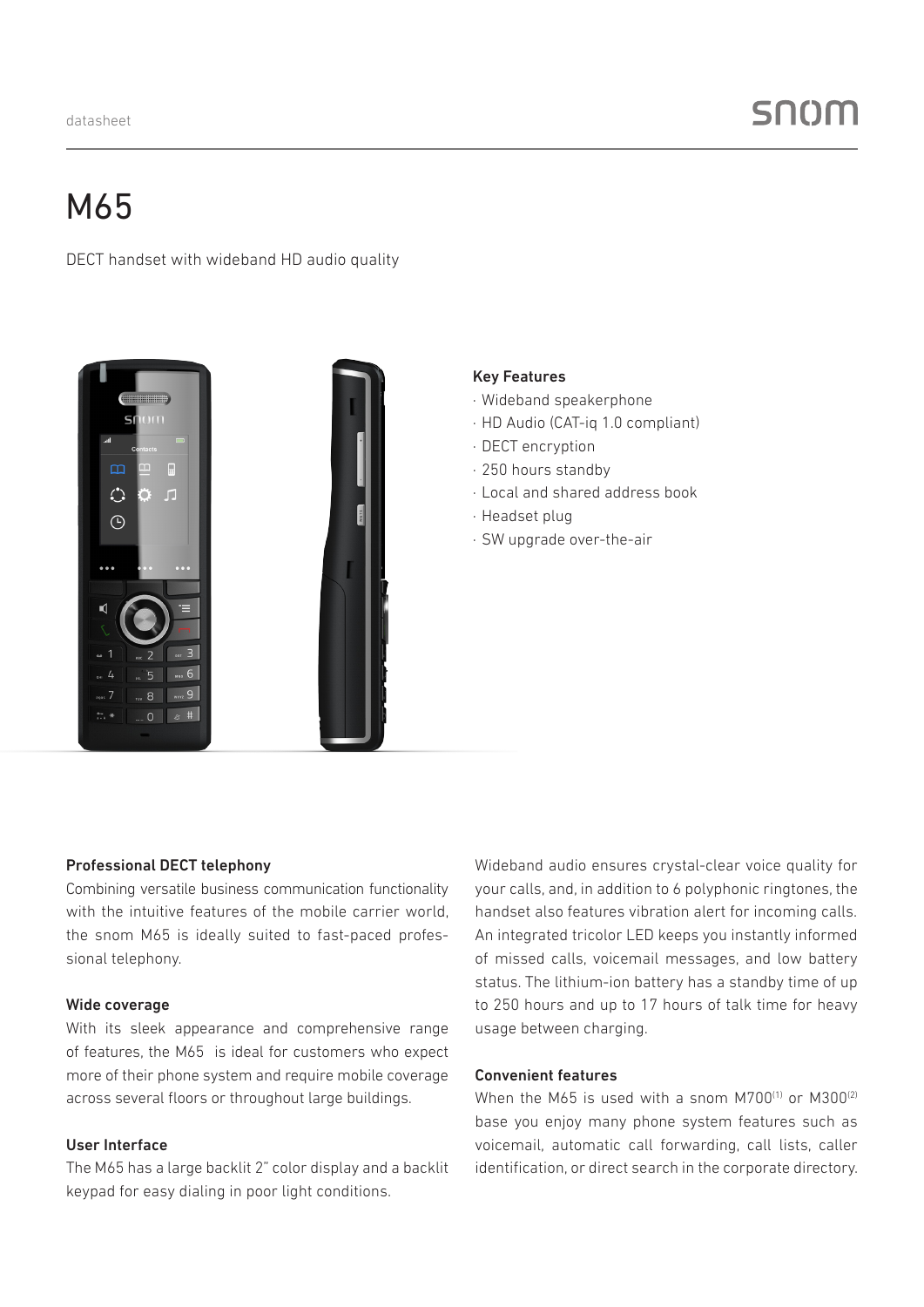datasheet

# M65

DECT handset with wideband HD audio quality

### Key Features

- Wideband speakerphone
- HD Audio (CAT-iq 1.0 compliant)
- DECT encryption
- 250 hours standby
- Local and shared address book
- Headset plug
- SW upgrade over-the-air

### Professional DECT telephony

Combining versatile business communication functionality with the intuitive features of the mobile carrier world, the snom M65 is ideally suited to fast-paced professional telephony.

### Wide coverage

With its sleek appearance and comprehensive range of features, the M65 is ideal for customers who expect more of their phone system and require mobile coverage across several floors or throughout large buildings.

### User Interface

The M65 has a large backlit 2" color display and a backlit keypad for easy dialing in poor light conditions.

Wideband audio ensures crystal-clear voice quality for your calls, and, in addition to 6 polyphonic ringtones, the handset also features vibration alert for incoming calls. An integrated tricolor LED keeps you instantly informed of missed calls, voicemail messages, and low battery status. The lithium-ion battery has a standby time of up to 250 hours and up to 17 hours of talk time for heavy usage between charging.

### Convenient features

When the M65 is used with a snom M700[1] or M300[2] base you enjoy many phone system features such as voicemail, automatic call forwarding, call lists, caller identification, or direct search in the corporate directory.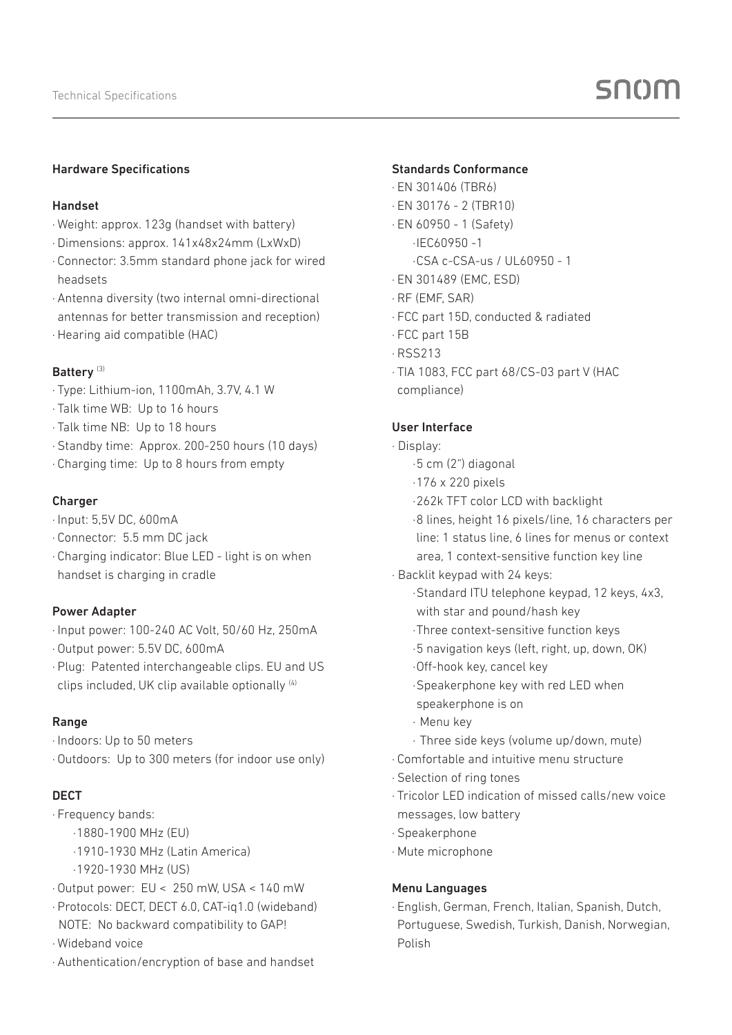## Hardware Specifications

### Handset

- Weight: approx. 123g (handset with battery)
- Dimensions: approx. 141x48x24mm (LxWxD)
- Connector: 3.5mm standard phone jack for wired headsets
- Antenna diversity (two internal omni-directional antennas for better transmission and reception)
- Hearing aid compatible (HAC)

### Battery [3]

- Type: Lithium-ion, 1100mAh, 3.7V, 4.1 W
- Talk time WB: Up to 16 hours
- Talk time NB: Up to 18 hours
- Standby time: Approx. 200-250 hours (10 days)
- Charging time: Up to 8 hours from empty

### Charger

- Input: 5,5V DC, 600mA
- Connector: 5.5 mm DC jack
- Charging indicator: Blue LED - light is on when handset is charging in cradle

### Power Adapter

- Input power: 100-240 AC Volt, 50/60 Hz, 250mA
- Output power: 5.5V DC, 600mA
- Plug: Patented interchangeable clips. EU and US clips included, UK clip available optionally [4]

### Range

- Indoors: Up to 50 meters
- Outdoors: Up to 300 meters (for indoor use only)

### DECT

- Frequency bands:
  - 1880-1900 MHz (EU)
  - 1910-1930 MHz (Latin America)
  - 1920-1930 MHz (US)
- Output power: EU < 250 mW, USA < 140 mW
- Protocols: DECT, DECT 6.0, CAT-iq1.0 (wideband)
  NOTE: No backward compatibility to GAP!
- Wideband voice
- Authentication/encryption of base and handset

### Standards Conformance

- EN 301406 (TBR6)
- EN 30176 - 2 (TBR10)
- EN 60950 - 1 (Safety)
  - IEC60950 -1
  - CSA c-CSA-us / UL60950 - 1
- EN 301489 (EMC, ESD)
- RF (EMF, SAR)
- FCC part 15D, conducted & radiated
- FCC part 15B
- RSS213
- TIA 1083, FCC part 68/CS-03 part V (HAC compliance)

### User Interface

- Display:
  - 5 cm (2") diagonal
  - 176 x 220 pixels
  - 262k TFT color LCD with backlight
  - 8 lines, height 16 pixels/line, 16 characters per line: 1 status line, 6 lines for menus or context area, 1 context-sensitive function key line
- Backlit keypad with 24 keys:
  - Standard ITU telephone keypad, 12 keys, 4x3, with star and pound/hash key
  - Three context-sensitive function keys
  - 5 navigation keys (left, right, up, down, OK)
  - Off-hook key, cancel key
  - Speakerphone key with red LED when speakerphone is on
  - Menu key
  - Three side keys (volume up/down, mute)
- Comfortable and intuitive menu structure
- Selection of ring tones
- Tricolor LED indication of missed calls/new voice messages, low battery
- Speakerphone
- Mute microphone

### Menu Languages

- English, German, French, Italian, Spanish, Dutch, Portuguese, Swedish, Turkish, Danish, Norwegian, Polish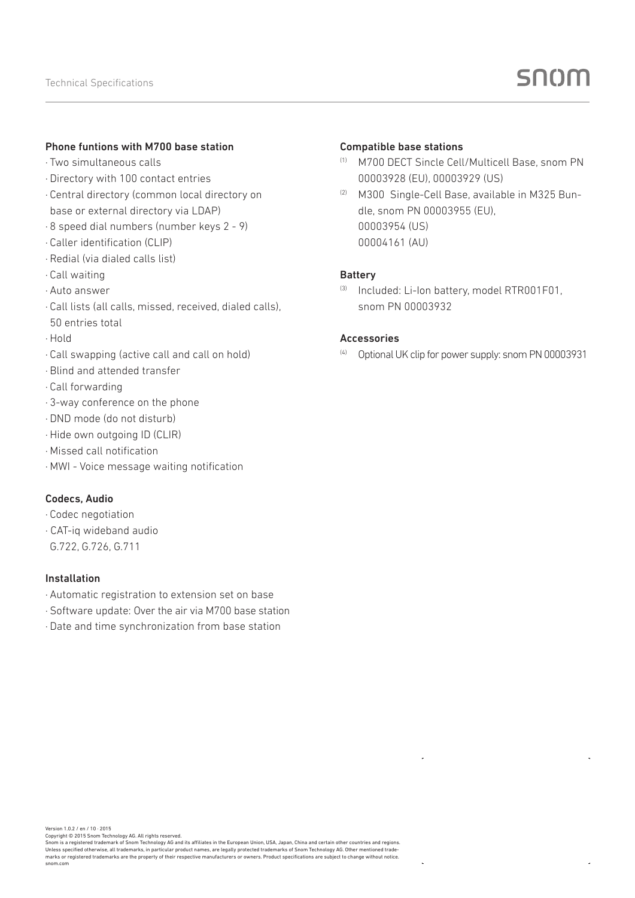### Phone funtions with M700 base station

- Two simultaneous calls
- Directory with 100 contact entries
- Central directory (common local directory on base or external directory via LDAP)
- 8 speed dial numbers (number keys 2 - 9)
- Caller identification (CLIP)
- Redial (via dialed calls list)
- Call waiting
- Auto answer
- Call lists (all calls, missed, received, dialed calls), 50 entries total
- Hold
- Call swapping (active call and call on hold)
- Blind and attended transfer
- Call forwarding
- 3-way conference on the phone
- DND mode (do not disturb)
- Hide own outgoing ID (CLIR)
- Missed call notification
- MWI - Voice message waiting notification

### Codecs, Audio

- Codec negotiation
- CAT-iq wideband audio G.722, G.726, G.711

### Installation

- Automatic registration to extension set on base
- Software update: Over the air via M700 base station
- Date and time synchronization from base station

### Compatible base stations

(1) M700 DECT Sincle Cell/Multicell Base, snom PN 00003928 (EU), 00003929 (US)

(2) M300 Single-Cell Base, available in M325 Bundle, snom PN 00003955 (EU), 00003954 (US) 00004161 (AU)

### Battery

(3) Included: Li-Ion battery, model RTR001F01, snom PN 00003932

### Accessories

(4) Optional UK clip for power supply: snom PN 00003931

Version 1.0.2 / en / 10 · 2015
Copyright © 2015 Snom Technology AG. All rights reserved.
Snom is a registered trademark of Snom Technology AG and its affiliates in the European Union, USA, Japan, China and certain other countries and regions. Unless specified otherwise, all trademarks, in particular product names, are legally protected trademarks of Snom Technology AG. Other mentioned trademarks or registered trademarks are the property of their respective manufacturers or owners. Product specifications are subject to change without notice.
snom.com